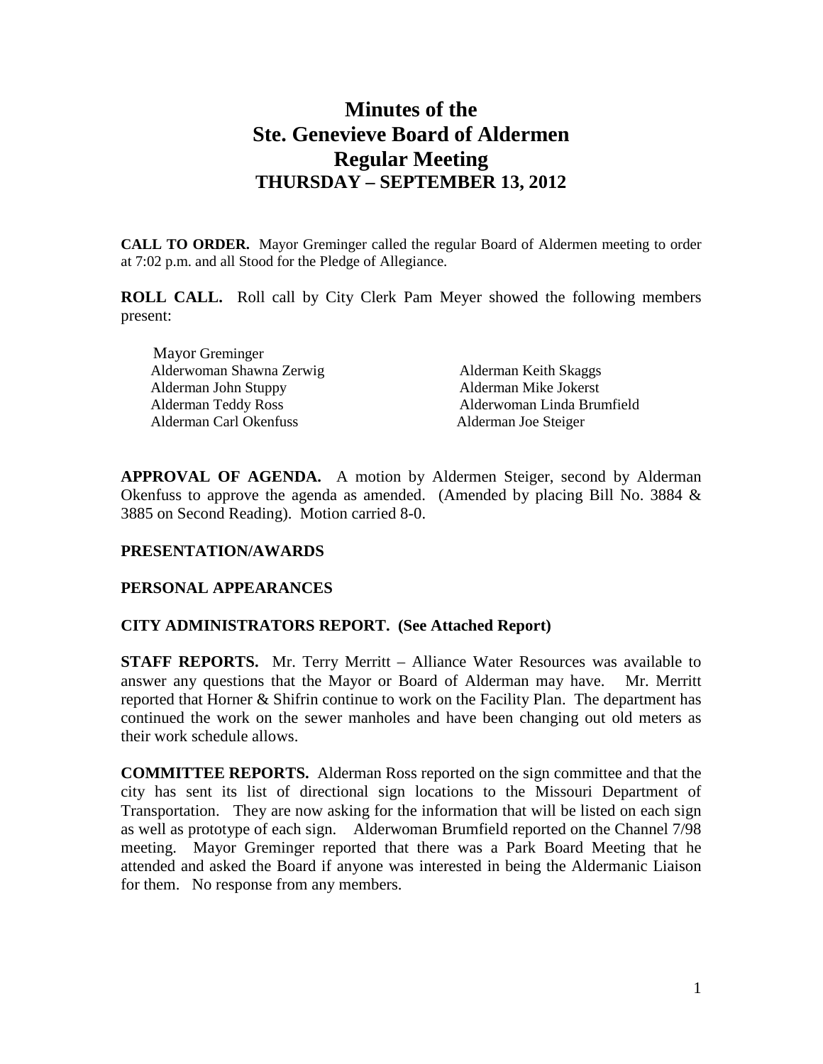# Minutes of the Ste. Genevieve Board of Aldermen Regular Meeting

## THURSDAY – SEPTEMBER 13, 2012

**CALL TO ORDER.** Mayor Greminger called the regular Board of Aldermen meeting to order at 7:02 p.m. and all Stood for the Pledge of Allegiance.

**ROLL CALL.** Roll call by City Clerk Pam Meyer showed the following members present:

Mayor Greminger
Alderwoman Shawna Zerwig
Alderman Keith Skaggs
Alderman John Stuppy
Alderman Mike Jokerst
Alderman Teddy Ross
Alderwoman Linda Brumfield
Alderman Carl Okenfuss
Alderman Joe Steiger

**APPROVAL OF AGENDA.** A motion by Aldermen Steiger, second by Alderman Okenfuss to approve the agenda as amended. (Amended by placing Bill No. 3884 & 3885 on Second Reading). Motion carried 8-0.

**PRESENTATION/AWARDS**

**PERSONAL APPEARANCES**

**CITY ADMINISTRATORS REPORT. (See Attached Report)**

**STAFF REPORTS.** Mr. Terry Merritt – Alliance Water Resources was available to answer any questions that the Mayor or Board of Alderman may have. Mr. Merritt reported that Horner & Shifrin continue to work on the Facility Plan. The department has continued the work on the sewer manholes and have been changing out old meters as their work schedule allows.

**COMMITTEE REPORTS.** Alderman Ross reported on the sign committee and that the city has sent its list of directional sign locations to the Missouri Department of Transportation. They are now asking for the information that will be listed on each sign as well as prototype of each sign. Alderwoman Brumfield reported on the Channel 7/98 meeting. Mayor Greminger reported that there was a Park Board Meeting that he attended and asked the Board if anyone was interested in being the Aldermanic Liaison for them. No response from any members.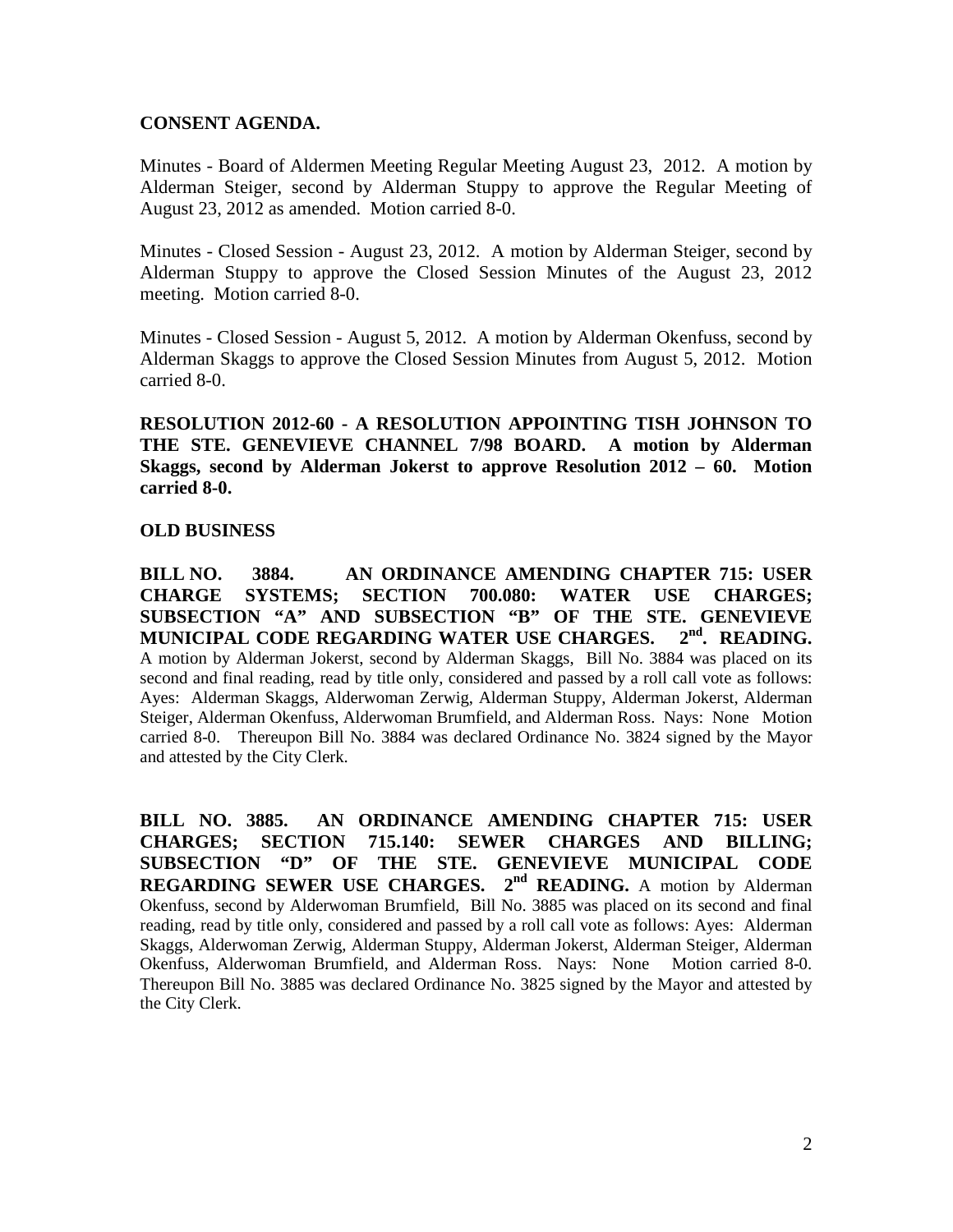**CONSENT AGENDA.**

Minutes - Board of Aldermen Meeting Regular Meeting August 23, 2012. A motion by Alderman Steiger, second by Alderman Stuppy to approve the Regular Meeting of August 23, 2012 as amended. Motion carried 8-0.

Minutes - Closed Session - August 23, 2012. A motion by Alderman Steiger, second by Alderman Stuppy to approve the Closed Session Minutes of the August 23, 2012 meeting. Motion carried 8-0.

Minutes - Closed Session - August 5, 2012. A motion by Alderman Okenfuss, second by Alderman Skaggs to approve the Closed Session Minutes from August 5, 2012. Motion carried 8-0.

**RESOLUTION 2012-60 - A RESOLUTION APPOINTING TISH JOHNSON TO THE STE. GENEVIEVE CHANNEL 7/98 BOARD. A motion by Alderman Skaggs, second by Alderman Jokerst to approve Resolution 2012 – 60. Motion carried 8-0.**

**OLD BUSINESS**

**BILL NO. 3884. AN ORDINANCE AMENDING CHAPTER 715: USER CHARGE SYSTEMS; SECTION 700.080: WATER USE CHARGES; SUBSECTION "A" AND SUBSECTION "B" OF THE STE. GENEVIEVE MUNICIPAL CODE REGARDING WATER USE CHARGES. 2nd. READING.** A motion by Alderman Jokerst, second by Alderman Skaggs, Bill No. 3884 was placed on its second and final reading, read by title only, considered and passed by a roll call vote as follows: Ayes: Alderman Skaggs, Alderwoman Zerwig, Alderman Stuppy, Alderman Jokerst, Alderman Steiger, Alderman Okenfuss, Alderwoman Brumfield, and Alderman Ross. Nays: None Motion carried 8-0. Thereupon Bill No. 3884 was declared Ordinance No. 3824 signed by the Mayor and attested by the City Clerk.

**BILL NO. 3885. AN ORDINANCE AMENDING CHAPTER 715: USER CHARGES; SECTION 715.140: SEWER CHARGES AND BILLING; SUBSECTION "D" OF THE STE. GENEVIEVE MUNICIPAL CODE REGARDING SEWER USE CHARGES. 2nd READING.** A motion by Alderman Okenfuss, second by Alderwoman Brumfield, Bill No. 3885 was placed on its second and final reading, read by title only, considered and passed by a roll call vote as follows: Ayes: Alderman Skaggs, Alderwoman Zerwig, Alderman Stuppy, Alderman Jokerst, Alderman Steiger, Alderman Okenfuss, Alderwoman Brumfield, and Alderman Ross. Nays: None Motion carried 8-0. Thereupon Bill No. 3885 was declared Ordinance No. 3825 signed by the Mayor and attested by the City Clerk.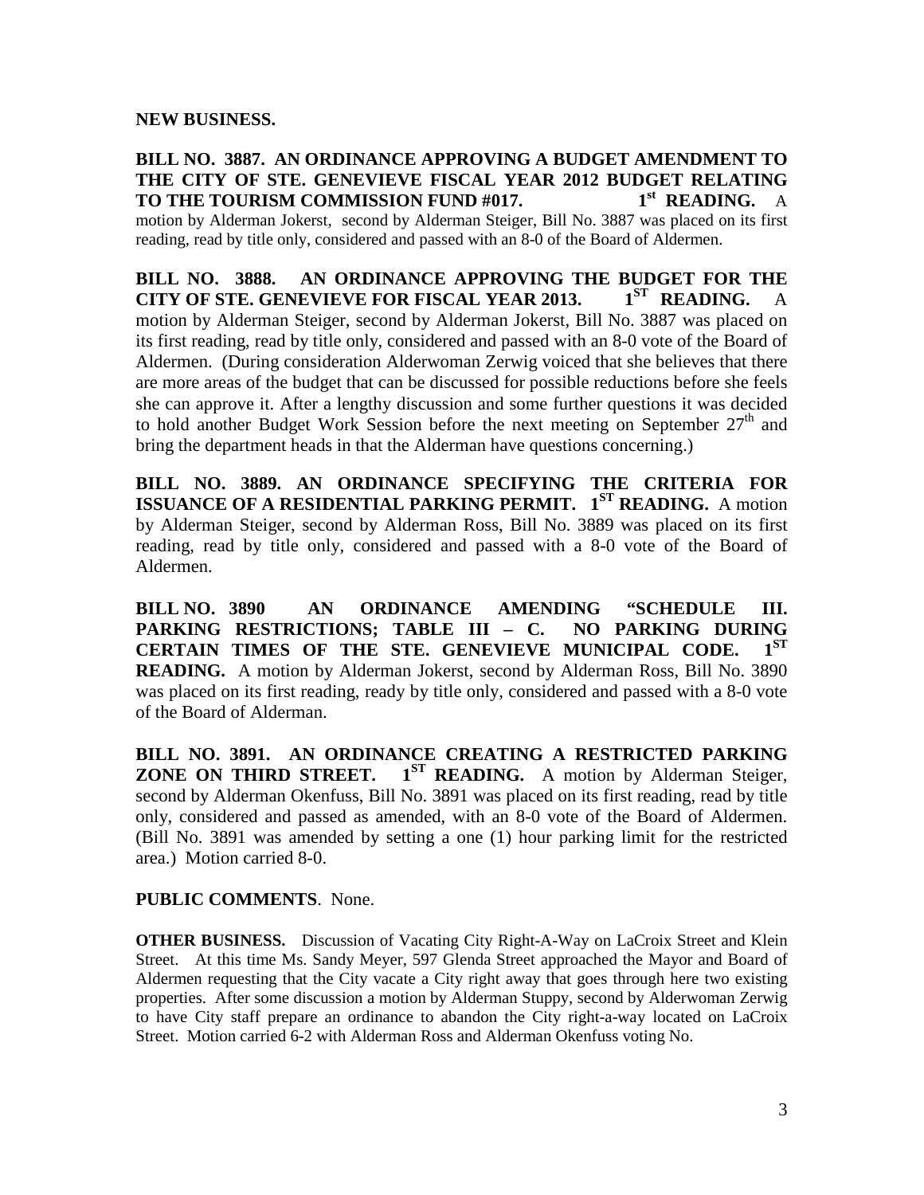**NEW BUSINESS.**

**BILL NO. 3887. AN ORDINANCE APPROVING A BUDGET AMENDMENT TO THE CITY OF STE. GENEVIEVE FISCAL YEAR 2012 BUDGET RELATING TO THE TOURISM COMMISSION FUND #017. 1st READING.** A motion by Alderman Jokerst, second by Alderman Steiger, Bill No. 3887 was placed on its first reading, read by title only, considered and passed with an 8-0 of the Board of Aldermen.

**BILL NO. 3888. AN ORDINANCE APPROVING THE BUDGET FOR THE CITY OF STE. GENEVIEVE FOR FISCAL YEAR 2013. 1ST READING.** A motion by Alderman Steiger, second by Alderman Jokerst, Bill No. 3887 was placed on its first reading, read by title only, considered and passed with an 8-0 vote of the Board of Aldermen. (During consideration Alderwoman Zerwig voiced that she believes that there are more areas of the budget that can be discussed for possible reductions before she feels she can approve it. After a lengthy discussion and some further questions it was decided to hold another Budget Work Session before the next meeting on September 27th and bring the department heads in that the Alderman have questions concerning.)

**BILL NO. 3889. AN ORDINANCE SPECIFYING THE CRITERIA FOR ISSUANCE OF A RESIDENTIAL PARKING PERMIT. 1ST READING.** A motion by Alderman Steiger, second by Alderman Ross, Bill No. 3889 was placed on its first reading, read by title only, considered and passed with a 8-0 vote of the Board of Aldermen.

**BILL NO. 3890 AN ORDINANCE AMENDING "SCHEDULE III. PARKING RESTRICTIONS; TABLE III – C. NO PARKING DURING CERTAIN TIMES OF THE STE. GENEVIEVE MUNICIPAL CODE. 1ST READING.** A motion by Alderman Jokerst, second by Alderman Ross, Bill No. 3890 was placed on its first reading, ready by title only, considered and passed with a 8-0 vote of the Board of Alderman.

**BILL NO. 3891. AN ORDINANCE CREATING A RESTRICTED PARKING ZONE ON THIRD STREET. 1ST READING.** A motion by Alderman Steiger, second by Alderman Okenfuss, Bill No. 3891 was placed on its first reading, read by title only, considered and passed as amended, with an 8-0 vote of the Board of Aldermen. (Bill No. 3891 was amended by setting a one (1) hour parking limit for the restricted area.) Motion carried 8-0.

**PUBLIC COMMENTS**. None.

**OTHER BUSINESS.** Discussion of Vacating City Right-A-Way on LaCroix Street and Klein Street. At this time Ms. Sandy Meyer, 597 Glenda Street approached the Mayor and Board of Aldermen requesting that the City vacate a City right away that goes through here two existing properties. After some discussion a motion by Alderman Stuppy, second by Alderwoman Zerwig to have City staff prepare an ordinance to abandon the City right-a-way located on LaCroix Street. Motion carried 6-2 with Alderman Ross and Alderman Okenfuss voting No.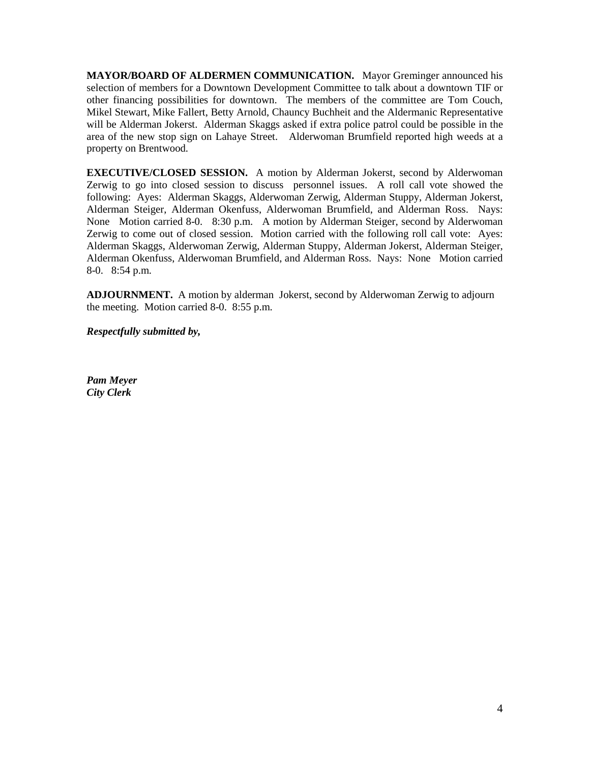**MAYOR/BOARD OF ALDERMEN COMMUNICATION.** Mayor Greminger announced his selection of members for a Downtown Development Committee to talk about a downtown TIF or other financing possibilities for downtown. The members of the committee are Tom Couch, Mikel Stewart, Mike Fallert, Betty Arnold, Chauncy Buchheit and the Aldermanic Representative will be Alderman Jokerst. Alderman Skaggs asked if extra police patrol could be possible in the area of the new stop sign on Lahaye Street. Alderwoman Brumfield reported high weeds at a property on Brentwood.

**EXECUTIVE/CLOSED SESSION.** A motion by Alderman Jokerst, second by Alderwoman Zerwig to go into closed session to discuss personnel issues. A roll call vote showed the following: Ayes: Alderman Skaggs, Alderwoman Zerwig, Alderman Stuppy, Alderman Jokerst, Alderman Steiger, Alderman Okenfuss, Alderwoman Brumfield, and Alderman Ross. Nays: None Motion carried 8-0. 8:30 p.m. A motion by Alderman Steiger, second by Alderwoman Zerwig to come out of closed session. Motion carried with the following roll call vote: Ayes: Alderman Skaggs, Alderwoman Zerwig, Alderman Stuppy, Alderman Jokerst, Alderman Steiger, Alderman Okenfuss, Alderwoman Brumfield, and Alderman Ross. Nays: None Motion carried 8-0. 8:54 p.m.

**ADJOURNMENT.** A motion by alderman Jokerst, second by Alderwoman Zerwig to adjourn the meeting. Motion carried 8-0. 8:55 p.m.

***Respectfully submitted by,***

***Pam Meyer***
***City Clerk***